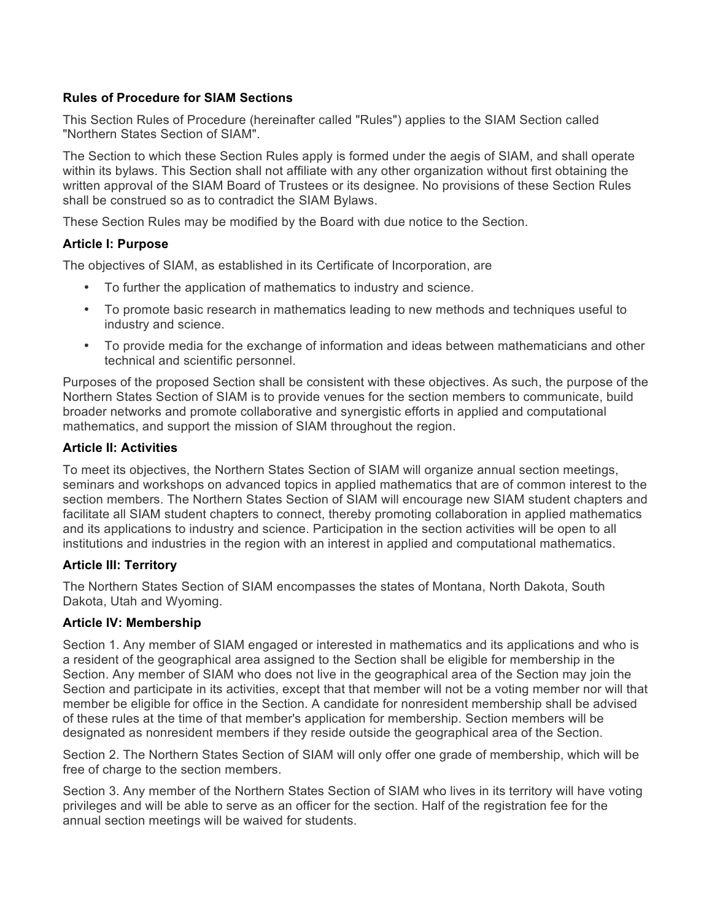**Rules of Procedure for SIAM Sections**

This Section Rules of Procedure (hereinafter called "Rules") applies to the SIAM Section called "Northern States Section of SIAM".

The Section to which these Section Rules apply is formed under the aegis of SIAM, and shall operate within its bylaws. This Section shall not affiliate with any other organization without first obtaining the written approval of the SIAM Board of Trustees or its designee. No provisions of these Section Rules shall be construed so as to contradict the SIAM Bylaws.

These Section Rules may be modified by the Board with due notice to the Section.

**Article I: Purpose**

The objectives of SIAM, as established in its Certificate of Incorporation, are

- To further the application of mathematics to industry and science.
- To promote basic research in mathematics leading to new methods and techniques useful to industry and science.
- To provide media for the exchange of information and ideas between mathematicians and other technical and scientific personnel.

Purposes of the proposed Section shall be consistent with these objectives. As such, the purpose of the Northern States Section of SIAM is to provide venues for the section members to communicate, build broader networks and promote collaborative and synergistic efforts in applied and computational mathematics, and support the mission of SIAM throughout the region.

**Article II: Activities**

To meet its objectives, the Northern States Section of SIAM will organize annual section meetings, seminars and workshops on advanced topics in applied mathematics that are of common interest to the section members. The Northern States Section of SIAM will encourage new SIAM student chapters and facilitate all SIAM student chapters to connect, thereby promoting collaboration in applied mathematics and its applications to industry and science. Participation in the section activities will be open to all institutions and industries in the region with an interest in applied and computational mathematics.

**Article III: Territory**

The Northern States Section of SIAM encompasses the states of Montana, North Dakota, South Dakota, Utah and Wyoming.

**Article IV: Membership**

Section 1. Any member of SIAM engaged or interested in mathematics and its applications and who is a resident of the geographical area assigned to the Section shall be eligible for membership in the Section. Any member of SIAM who does not live in the geographical area of the Section may join the Section and participate in its activities, except that that member will not be a voting member nor will that member be eligible for office in the Section. A candidate for nonresident membership shall be advised of these rules at the time of that member's application for membership. Section members will be designated as nonresident members if they reside outside the geographical area of the Section.

Section 2. The Northern States Section of SIAM will only offer one grade of membership, which will be free of charge to the section members.

Section 3. Any member of the Northern States Section of SIAM who lives in its territory will have voting privileges and will be able to serve as an officer for the section. Half of the registration fee for the annual section meetings will be waived for students.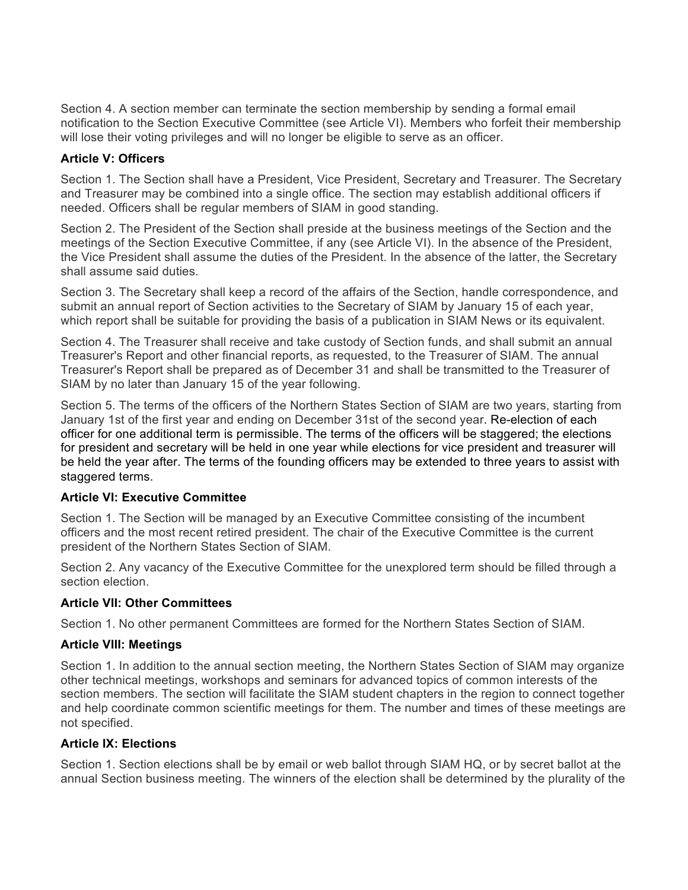Section 4. A section member can terminate the section membership by sending a formal email notification to the Section Executive Committee (see Article VI). Members who forfeit their membership will lose their voting privileges and will no longer be eligible to serve as an officer.

**Article V: Officers**

Section 1. The Section shall have a President, Vice President, Secretary and Treasurer. The Secretary and Treasurer may be combined into a single office. The section may establish additional officers if needed. Officers shall be regular members of SIAM in good standing.

Section 2. The President of the Section shall preside at the business meetings of the Section and the meetings of the Section Executive Committee, if any (see Article VI). In the absence of the President, the Vice President shall assume the duties of the President. In the absence of the latter, the Secretary shall assume said duties.

Section 3. The Secretary shall keep a record of the affairs of the Section, handle correspondence, and submit an annual report of Section activities to the Secretary of SIAM by January 15 of each year, which report shall be suitable for providing the basis of a publication in SIAM News or its equivalent.

Section 4. The Treasurer shall receive and take custody of Section funds, and shall submit an annual Treasurer's Report and other financial reports, as requested, to the Treasurer of SIAM. The annual Treasurer's Report shall be prepared as of December 31 and shall be transmitted to the Treasurer of SIAM by no later than January 15 of the year following.

Section 5. The terms of the officers of the Northern States Section of SIAM are two years, starting from January 1st of the first year and ending on December 31st of the second year. Re-election of each officer for one additional term is permissible. The terms of the officers will be staggered; the elections for president and secretary will be held in one year while elections for vice president and treasurer will be held the year after. The terms of the founding officers may be extended to three years to assist with staggered terms.

**Article VI: Executive Committee**

Section 1. The Section will be managed by an Executive Committee consisting of the incumbent officers and the most recent retired president. The chair of the Executive Committee is the current president of the Northern States Section of SIAM.

Section 2. Any vacancy of the Executive Committee for the unexplored term should be filled through a section election.

**Article VII: Other Committees**

Section 1. No other permanent Committees are formed for the Northern States Section of SIAM.

**Article VIII: Meetings**

Section 1. In addition to the annual section meeting, the Northern States Section of SIAM may organize other technical meetings, workshops and seminars for advanced topics of common interests of the section members. The section will facilitate the SIAM student chapters in the region to connect together and help coordinate common scientific meetings for them. The number and times of these meetings are not specified.

**Article IX: Elections**

Section 1. Section elections shall be by email or web ballot through SIAM HQ, or by secret ballot at the annual Section business meeting. The winners of the election shall be determined by the plurality of the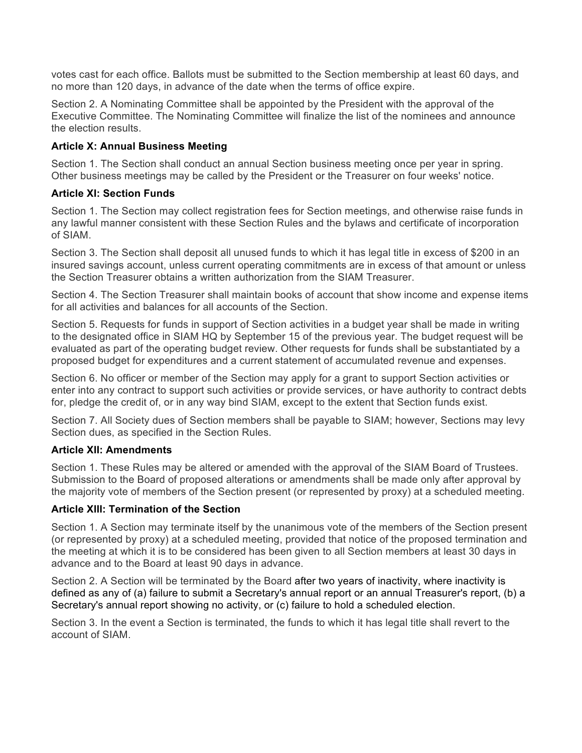votes cast for each office. Ballots must be submitted to the Section membership at least 60 days, and no more than 120 days, in advance of the date when the terms of office expire.

Section 2. A Nominating Committee shall be appointed by the President with the approval of the Executive Committee. The Nominating Committee will finalize the list of the nominees and announce the election results.

**Article X: Annual Business Meeting**

Section 1. The Section shall conduct an annual Section business meeting once per year in spring. Other business meetings may be called by the President or the Treasurer on four weeks' notice.

**Article XI: Section Funds**

Section 1. The Section may collect registration fees for Section meetings, and otherwise raise funds in any lawful manner consistent with these Section Rules and the bylaws and certificate of incorporation of SIAM.

Section 3. The Section shall deposit all unused funds to which it has legal title in excess of $200 in an insured savings account, unless current operating commitments are in excess of that amount or unless the Section Treasurer obtains a written authorization from the SIAM Treasurer.

Section 4. The Section Treasurer shall maintain books of account that show income and expense items for all activities and balances for all accounts of the Section.

Section 5. Requests for funds in support of Section activities in a budget year shall be made in writing to the designated office in SIAM HQ by September 15 of the previous year. The budget request will be evaluated as part of the operating budget review. Other requests for funds shall be substantiated by a proposed budget for expenditures and a current statement of accumulated revenue and expenses.

Section 6. No officer or member of the Section may apply for a grant to support Section activities or enter into any contract to support such activities or provide services, or have authority to contract debts for, pledge the credit of, or in any way bind SIAM, except to the extent that Section funds exist.

Section 7. All Society dues of Section members shall be payable to SIAM; however, Sections may levy Section dues, as specified in the Section Rules.

**Article XII: Amendments**

Section 1. These Rules may be altered or amended with the approval of the SIAM Board of Trustees. Submission to the Board of proposed alterations or amendments shall be made only after approval by the majority vote of members of the Section present (or represented by proxy) at a scheduled meeting.

**Article XIII: Termination of the Section**

Section 1. A Section may terminate itself by the unanimous vote of the members of the Section present (or represented by proxy) at a scheduled meeting, provided that notice of the proposed termination and the meeting at which it is to be considered has been given to all Section members at least 30 days in advance and to the Board at least 90 days in advance.

Section 2. A Section will be terminated by the Board after two years of inactivity, where inactivity is defined as any of (a) failure to submit a Secretary's annual report or an annual Treasurer's report, (b) a Secretary's annual report showing no activity, or (c) failure to hold a scheduled election.

Section 3. In the event a Section is terminated, the funds to which it has legal title shall revert to the account of SIAM.